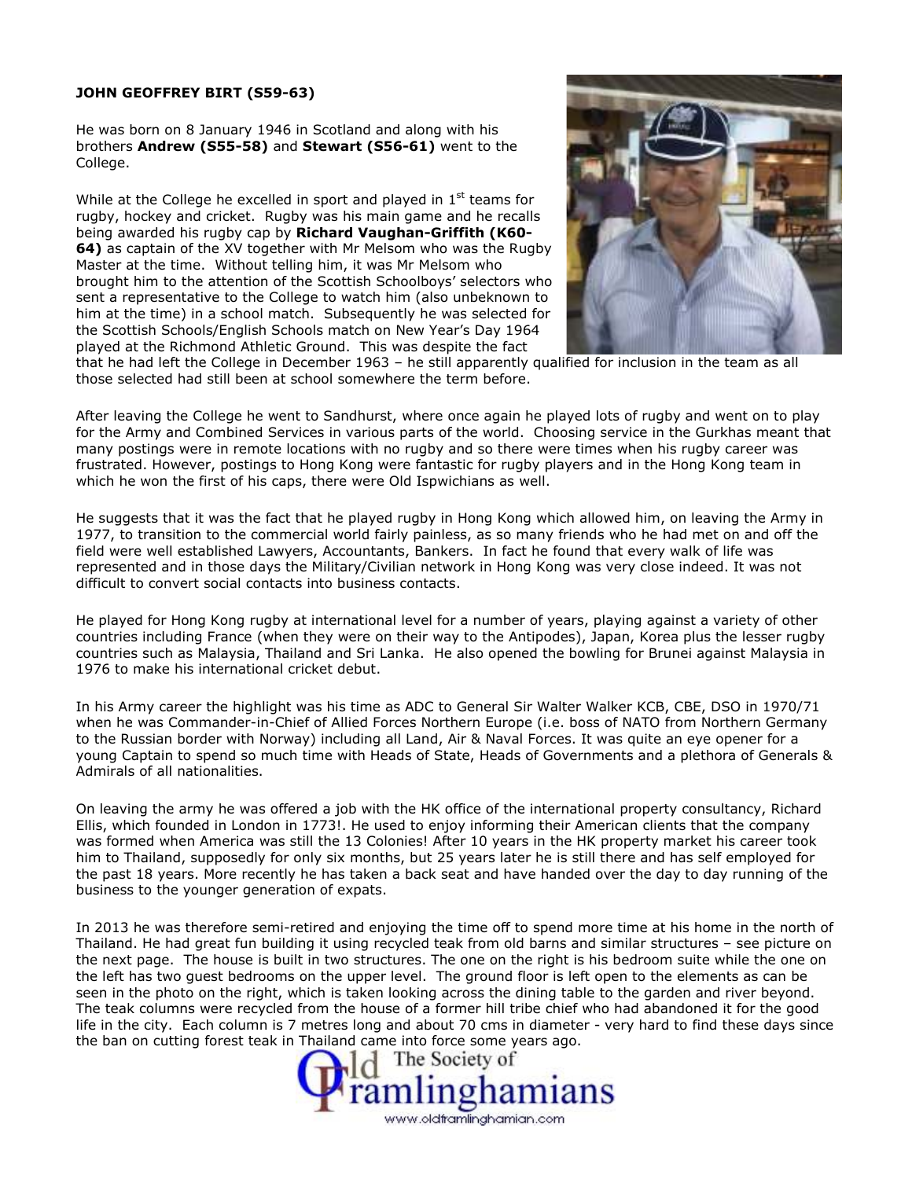**JOHN GEOFFREY BIRT (S59-63)**

He was born on 8 January 1946 in Scotland and along with his brothers **Andrew (S55-58)** and **Stewart (S56-61)** went to the College.

While at the College he excelled in sport and played in 1st teams for rugby, hockey and cricket. Rugby was his main game and he recalls being awarded his rugby cap by **Richard Vaughan-Griffith (K60-64)** as captain of the XV together with Mr Melsom who was the Rugby Master at the time. Without telling him, it was Mr Melsom who brought him to the attention of the Scottish Schoolboys' selectors who sent a representative to the College to watch him (also unbeknown to him at the time) in a school match. Subsequently he was selected for the Scottish Schools/English Schools match on New Year's Day 1964 played at the Richmond Athletic Ground. This was despite the fact that he had left the College in December 1963 – he still apparently qualified for inclusion in the team as all those selected had still been at school somewhere the term before.

After leaving the College he went to Sandhurst, where once again he played lots of rugby and went on to play for the Army and Combined Services in various parts of the world. Choosing service in the Gurkhas meant that many postings were in remote locations with no rugby and so there were times when his rugby career was frustrated. However, postings to Hong Kong were fantastic for rugby players and in the Hong Kong team in which he won the first of his caps, there were Old Ispwichians as well.

He suggests that it was the fact that he played rugby in Hong Kong which allowed him, on leaving the Army in 1977, to transition to the commercial world fairly painless, as so many friends who he had met on and off the field were well established Lawyers, Accountants, Bankers. In fact he found that every walk of life was represented and in those days the Military/Civilian network in Hong Kong was very close indeed. It was not difficult to convert social contacts into business contacts.

He played for Hong Kong rugby at international level for a number of years, playing against a variety of other countries including France (when they were on their way to the Antipodes), Japan, Korea plus the lesser rugby countries such as Malaysia, Thailand and Sri Lanka. He also opened the bowling for Brunei against Malaysia in 1976 to make his international cricket debut.

In his Army career the highlight was his time as ADC to General Sir Walter Walker KCB, CBE, DSO in 1970/71 when he was Commander-in-Chief of Allied Forces Northern Europe (i.e. boss of NATO from Northern Germany to the Russian border with Norway) including all Land, Air & Naval Forces. It was quite an eye opener for a young Captain to spend so much time with Heads of State, Heads of Governments and a plethora of Generals & Admirals of all nationalities.

On leaving the army he was offered a job with the HK office of the international property consultancy, Richard Ellis, which founded in London in 1773!. He used to enjoy informing their American clients that the company was formed when America was still the 13 Colonies! After 10 years in the HK property market his career took him to Thailand, supposedly for only six months, but 25 years later he is still there and has self employed for the past 18 years. More recently he has taken a back seat and have handed over the day to day running of the business to the younger generation of expats.

In 2013 he was therefore semi-retired and enjoying the time off to spend more time at his home in the north of Thailand. He had great fun building it using recycled teak from old barns and similar structures – see picture on the next page. The house is built in two structures. The one on the right is his bedroom suite while the one on the left has two guest bedrooms on the upper level. The ground floor is left open to the elements as can be seen in the photo on the right, which is taken looking across the dining table to the garden and river beyond. The teak columns were recycled from the house of a former hill tribe chief who had abandoned it for the good life in the city. Each column is 7 metres long and about 70 cms in diameter - very hard to find these days since the ban on cutting forest teak in Thailand came into force some years ago.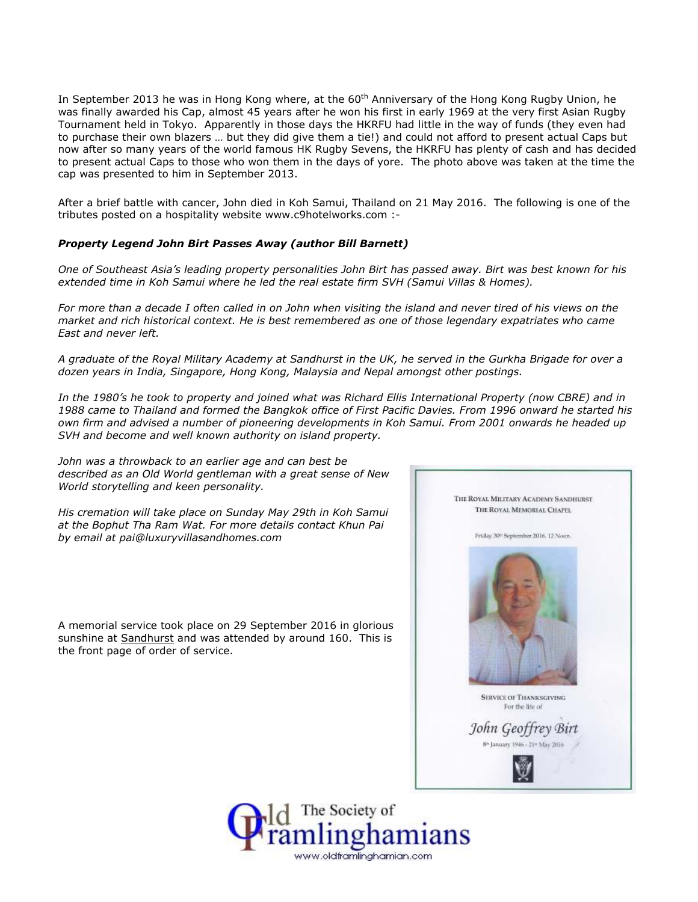In September 2013 he was in Hong Kong where, at the 60th Anniversary of the Hong Kong Rugby Union, he was finally awarded his Cap, almost 45 years after he won his first in early 1969 at the very first Asian Rugby Tournament held in Tokyo. Apparently in those days the HKRFU had little in the way of funds (they even had to purchase their own blazers … but they did give them a tie!) and could not afford to present actual Caps but now after so many years of the world famous HK Rugby Sevens, the HKRFU has plenty of cash and has decided to present actual Caps to those who won them in the days of yore. The photo above was taken at the time the cap was presented to him in September 2013.

After a brief battle with cancer, John died in Koh Samui, Thailand on 21 May 2016. The following is one of the tributes posted on a hospitality website www.c9hotelworks.com :-

***Property Legend John Birt Passes Away (author Bill Barnett)***

*One of Southeast Asia's leading property personalities John Birt has passed away. Birt was best known for his extended time in Koh Samui where he led the real estate firm SVH (Samui Villas & Homes).*

*For more than a decade I often called in on John when visiting the island and never tired of his views on the market and rich historical context. He is best remembered as one of those legendary expatriates who came East and never left.*

*A graduate of the Royal Military Academy at Sandhurst in the UK, he served in the Gurkha Brigade for over a dozen years in India, Singapore, Hong Kong, Malaysia and Nepal amongst other postings.*

*In the 1980's he took to property and joined what was Richard Ellis International Property (now CBRE) and in 1988 came to Thailand and formed the Bangkok office of First Pacific Davies. From 1996 onward he started his own firm and advised a number of pioneering developments in Koh Samui. From 2001 onwards he headed up SVH and become and well known authority on island property.*

*John was a throwback to an earlier age and can best be described as an Old World gentleman with a great sense of New World storytelling and keen personality.*

*His cremation will take place on Sunday May 29th in Koh Samui at the Bophut Tha Ram Wat. For more details contact Khun Pai by email at pai@luxuryvillasandhomes.com*

A memorial service took place on 29 September 2016 in glorious sunshine at Sandhurst and was attended by around 160. This is the front page of order of service.

THE ROYAL MILITARY ACADEMY SANDHURST
THE ROYAL MEMORIAL CHAPEL

Friday 30th September 2016. 12 Noon.

SERVICE OF THANKSGIVING
For the life of

*John Geoffrey Birt*

8th January 1946 - 21st May 2016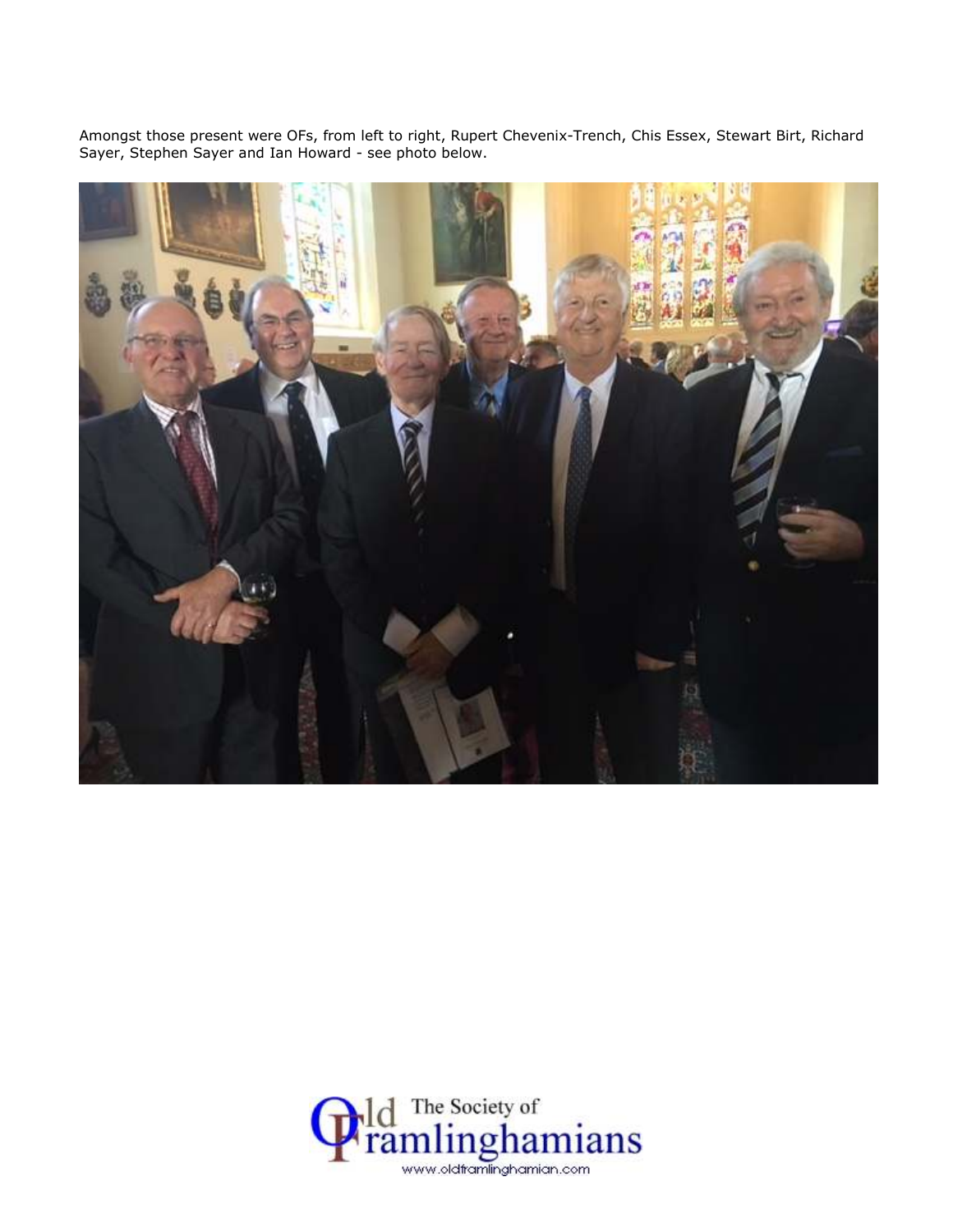Amongst those present were OFs, from left to right, Rupert Chevenix-Trench, Chis Essex, Stewart Birt, Richard Sayer, Stephen Sayer and Ian Howard - see photo below.

The Society of Old Framlinghamians
www.oldframlinghamian.com